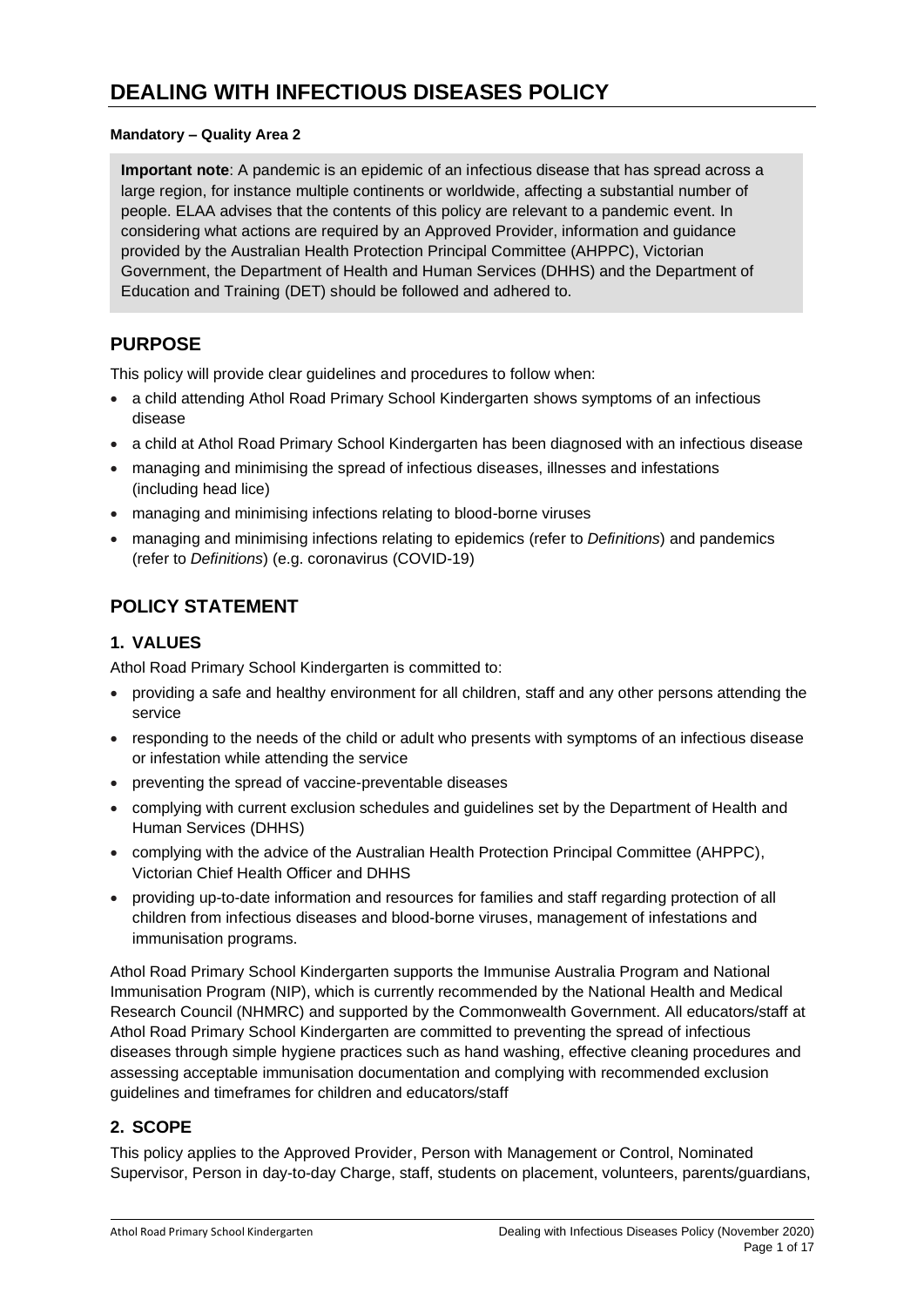# DEALING WITH INFECTIOUS DISEASES POLICY

**Mandatory – Quality Area 2**

**Important note**: A pandemic is an epidemic of an infectious disease that has spread across a large region, for instance multiple continents or worldwide, affecting a substantial number of people. ELAA advises that the contents of this policy are relevant to a pandemic event. In considering what actions are required by an Approved Provider, information and guidance provided by the Australian Health Protection Principal Committee (AHPPC), Victorian Government, the Department of Health and Human Services (DHHS) and the Department of Education and Training (DET) should be followed and adhered to.

## PURPOSE

This policy will provide clear guidelines and procedures to follow when:

- a child attending Athol Road Primary School Kindergarten shows symptoms of an infectious disease
- a child at Athol Road Primary School Kindergarten has been diagnosed with an infectious disease
- managing and minimising the spread of infectious diseases, illnesses and infestations (including head lice)
- managing and minimising infections relating to blood-borne viruses
- managing and minimising infections relating to epidemics (refer to *Definitions*) and pandemics (refer to *Definitions*) (e.g. coronavirus (COVID-19)

## POLICY STATEMENT

### 1. VALUES

Athol Road Primary School Kindergarten is committed to:

- providing a safe and healthy environment for all children, staff and any other persons attending the service
- responding to the needs of the child or adult who presents with symptoms of an infectious disease or infestation while attending the service
- preventing the spread of vaccine-preventable diseases
- complying with current exclusion schedules and guidelines set by the Department of Health and Human Services (DHHS)
- complying with the advice of the Australian Health Protection Principal Committee (AHPPC), Victorian Chief Health Officer and DHHS
- providing up-to-date information and resources for families and staff regarding protection of all children from infectious diseases and blood-borne viruses, management of infestations and immunisation programs.

Athol Road Primary School Kindergarten supports the Immunise Australia Program and National Immunisation Program (NIP), which is currently recommended by the National Health and Medical Research Council (NHMRC) and supported by the Commonwealth Government. All educators/staff at Athol Road Primary School Kindergarten are committed to preventing the spread of infectious diseases through simple hygiene practices such as hand washing, effective cleaning procedures and assessing acceptable immunisation documentation and complying with recommended exclusion guidelines and timeframes for children and educators/staff

### 2. SCOPE

This policy applies to the Approved Provider, Person with Management or Control, Nominated Supervisor, Person in day-to-day Charge, staff, students on placement, volunteers, parents/guardians,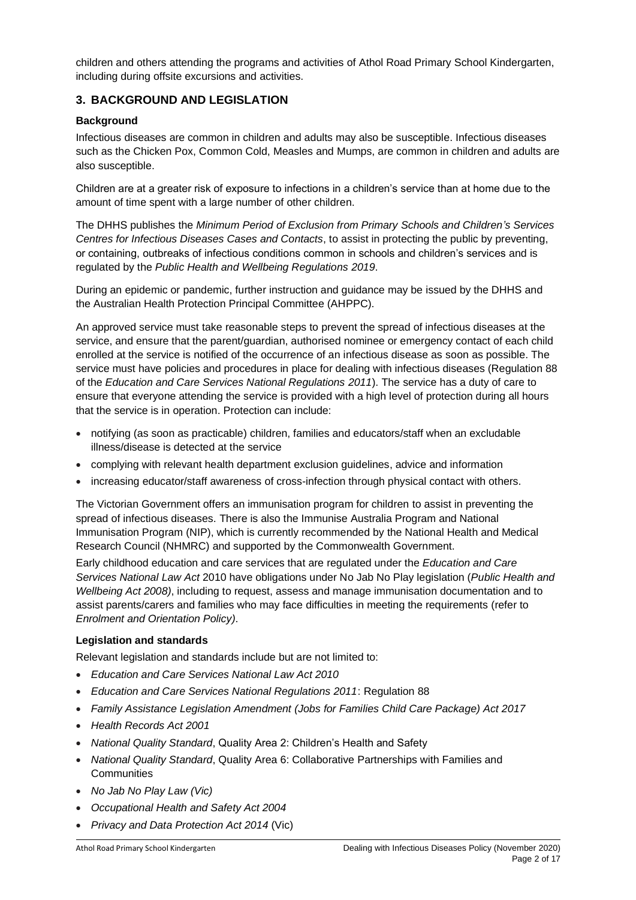children and others attending the programs and activities of Athol Road Primary School Kindergarten, including during offsite excursions and activities.

## 3. BACKGROUND AND LEGISLATION

### Background

Infectious diseases are common in children and adults may also be susceptible. Infectious diseases such as the Chicken Pox, Common Cold, Measles and Mumps, are common in children and adults are also susceptible.

Children are at a greater risk of exposure to infections in a children's service than at home due to the amount of time spent with a large number of other children.

The DHHS publishes the *Minimum Period of Exclusion from Primary Schools and Children's Services Centres for Infectious Diseases Cases and Contacts*, to assist in protecting the public by preventing, or containing, outbreaks of infectious conditions common in schools and children's services and is regulated by the *Public Health and Wellbeing Regulations 2019*.

During an epidemic or pandemic, further instruction and guidance may be issued by the DHHS and the Australian Health Protection Principal Committee (AHPPC).

An approved service must take reasonable steps to prevent the spread of infectious diseases at the service, and ensure that the parent/guardian, authorised nominee or emergency contact of each child enrolled at the service is notified of the occurrence of an infectious disease as soon as possible. The service must have policies and procedures in place for dealing with infectious diseases (Regulation 88 of the *Education and Care Services National Regulations 2011*). The service has a duty of care to ensure that everyone attending the service is provided with a high level of protection during all hours that the service is in operation. Protection can include:

- notifying (as soon as practicable) children, families and educators/staff when an excludable illness/disease is detected at the service
- complying with relevant health department exclusion guidelines, advice and information
- increasing educator/staff awareness of cross-infection through physical contact with others.

The Victorian Government offers an immunisation program for children to assist in preventing the spread of infectious diseases. There is also the Immunise Australia Program and National Immunisation Program (NIP), which is currently recommended by the National Health and Medical Research Council (NHMRC) and supported by the Commonwealth Government.

Early childhood education and care services that are regulated under the *Education and Care Services National Law Act* 2010 have obligations under No Jab No Play legislation (*Public Health and Wellbeing Act 2008)*, including to request, assess and manage immunisation documentation and to assist parents/carers and families who may face difficulties in meeting the requirements (refer to *Enrolment and Orientation Policy)*.

### Legislation and standards

Relevant legislation and standards include but are not limited to:

- *Education and Care Services National Law Act 2010*
- *Education and Care Services National Regulations 2011*: Regulation 88
- *Family Assistance Legislation Amendment (Jobs for Families Child Care Package) Act 2017*
- *Health Records Act 2001*
- *National Quality Standard*, Quality Area 2: Children's Health and Safety
- *National Quality Standard*, Quality Area 6: Collaborative Partnerships with Families and Communities
- *No Jab No Play Law (Vic)*
- *Occupational Health and Safety Act 2004*
- *Privacy and Data Protection Act 2014* (Vic)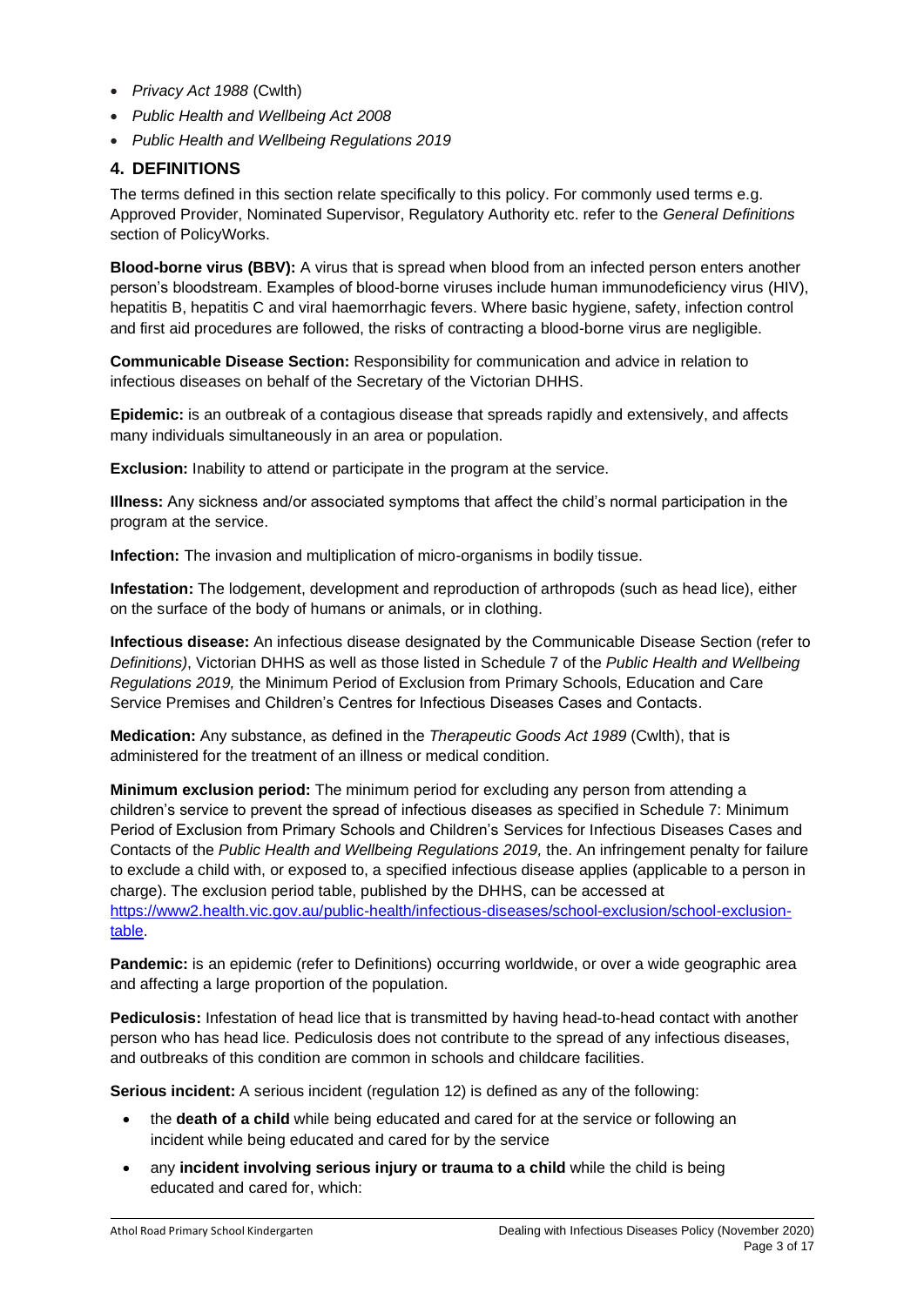- *Privacy Act 1988* (Cwlth)
- *Public Health and Wellbeing Act 2008*
- *Public Health and Wellbeing Regulations 2019*

## 4. DEFINITIONS

The terms defined in this section relate specifically to this policy. For commonly used terms e.g. Approved Provider, Nominated Supervisor, Regulatory Authority etc. refer to the *General Definitions* section of PolicyWorks.

**Blood-borne virus (BBV):** A virus that is spread when blood from an infected person enters another person's bloodstream. Examples of blood-borne viruses include human immunodeficiency virus (HIV), hepatitis B, hepatitis C and viral haemorrhagic fevers. Where basic hygiene, safety, infection control and first aid procedures are followed, the risks of contracting a blood-borne virus are negligible.

**Communicable Disease Section:** Responsibility for communication and advice in relation to infectious diseases on behalf of the Secretary of the Victorian DHHS.

**Epidemic:** is an outbreak of a contagious disease that spreads rapidly and extensively, and affects many individuals simultaneously in an area or population.

**Exclusion:** Inability to attend or participate in the program at the service.

**Illness:** Any sickness and/or associated symptoms that affect the child's normal participation in the program at the service.

**Infection:** The invasion and multiplication of micro-organisms in bodily tissue.

**Infestation:** The lodgement, development and reproduction of arthropods (such as head lice), either on the surface of the body of humans or animals, or in clothing.

**Infectious disease:** An infectious disease designated by the Communicable Disease Section (refer to *Definitions)*, Victorian DHHS as well as those listed in Schedule 7 of the *Public Health and Wellbeing Regulations 2019,* the Minimum Period of Exclusion from Primary Schools, Education and Care Service Premises and Children's Centres for Infectious Diseases Cases and Contacts.

**Medication:** Any substance, as defined in the *Therapeutic Goods Act 1989* (Cwlth), that is administered for the treatment of an illness or medical condition.

**Minimum exclusion period:** The minimum period for excluding any person from attending a children's service to prevent the spread of infectious diseases as specified in Schedule 7: Minimum Period of Exclusion from Primary Schools and Children's Services for Infectious Diseases Cases and Contacts of the *Public Health and Wellbeing Regulations 2019,* the. An infringement penalty for failure to exclude a child with, or exposed to, a specified infectious disease applies (applicable to a person in charge). The exclusion period table, published by the DHHS, can be accessed at [https://www2.health.vic.gov.au/public-health/infectious-diseases/school-exclusion/school-exclusion-table](https://www2.health.vic.gov.au/public-health/infectious-diseases/school-exclusion/school-exclusion-table).

**Pandemic:** is an epidemic (refer to Definitions) occurring worldwide, or over a wide geographic area and affecting a large proportion of the population.

**Pediculosis:** Infestation of head lice that is transmitted by having head-to-head contact with another person who has head lice. Pediculosis does not contribute to the spread of any infectious diseases, and outbreaks of this condition are common in schools and childcare facilities.

**Serious incident:** A serious incident (regulation 12) is defined as any of the following:

- the **death of a child** while being educated and cared for at the service or following an incident while being educated and cared for by the service
- any **incident involving serious injury or trauma to a child** while the child is being educated and cared for, which: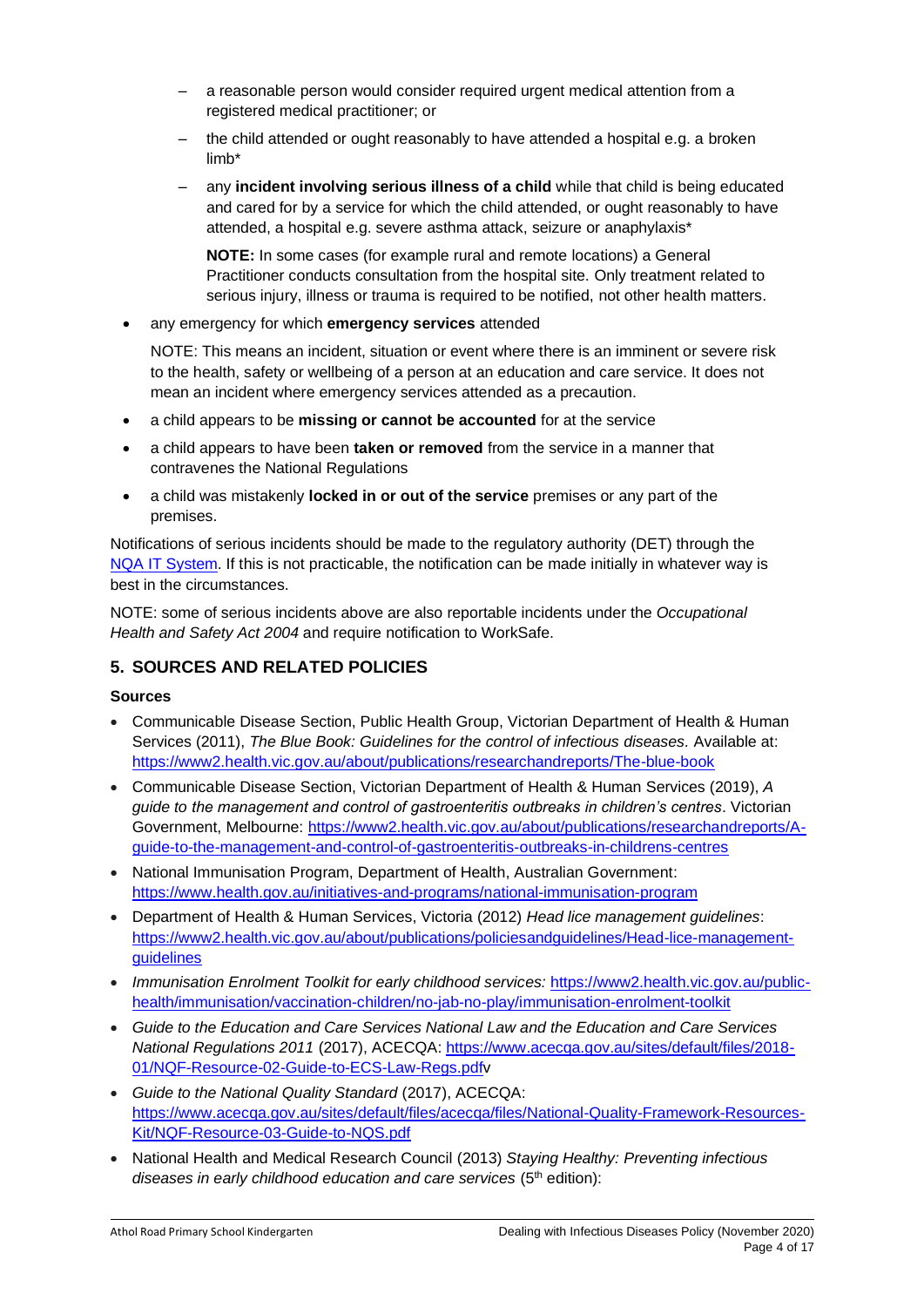- a reasonable person would consider required urgent medical attention from a registered medical practitioner; or
  - the child attended or ought reasonably to have attended a hospital e.g. a broken limb*
  - any **incident involving serious illness of a child** while that child is being educated and cared for by a service for which the child attended, or ought reasonably to have attended, a hospital e.g. severe asthma attack, seizure or anaphylaxis*

    **NOTE:** In some cases (for example rural and remote locations) a General Practitioner conducts consultation from the hospital site. Only treatment related to serious injury, illness or trauma is required to be notified, not other health matters.

- any emergency for which **emergency services** attended

  NOTE: This means an incident, situation or event where there is an imminent or severe risk to the health, safety or wellbeing of a person at an education and care service. It does not mean an incident where emergency services attended as a precaution.

- a child appears to be **missing or cannot be accounted** for at the service
- a child appears to have been **taken or removed** from the service in a manner that contravenes the National Regulations
- a child was mistakenly **locked in or out of the service** premises or any part of the premises.

Notifications of serious incidents should be made to the regulatory authority (DET) through the NQA IT System. If this is not practicable, the notification can be made initially in whatever way is best in the circumstances.

NOTE: some of serious incidents above are also reportable incidents under the *Occupational Health and Safety Act 2004* and require notification to WorkSafe.

## 5. SOURCES AND RELATED POLICIES

**Sources**

- Communicable Disease Section, Public Health Group, Victorian Department of Health & Human Services (2011), *The Blue Book: Guidelines for the control of infectious diseases.* Available at: https://www2.health.vic.gov.au/about/publications/researchandreports/The-blue-book
- Communicable Disease Section, Victorian Department of Health & Human Services (2019), *A guide to the management and control of gastroenteritis outbreaks in children's centres*. Victorian Government, Melbourne: https://www2.health.vic.gov.au/about/publications/researchandreports/A-guide-to-the-management-and-control-of-gastroenteritis-outbreaks-in-childrens-centres
- National Immunisation Program, Department of Health, Australian Government: https://www.health.gov.au/initiatives-and-programs/national-immunisation-program
- Department of Health & Human Services, Victoria (2012) *Head lice management guidelines*: https://www2.health.vic.gov.au/about/publications/policiesandguidelines/Head-lice-management-guidelines
- *Immunisation Enrolment Toolkit for early childhood services:* https://www2.health.vic.gov.au/public-health/immunisation/vaccination-children/no-jab-no-play/immunisation-enrolment-toolkit
- *Guide to the Education and Care Services National Law and the Education and Care Services National Regulations 2011* (2017), ACECQA: https://www.acecqa.gov.au/sites/default/files/2018-01/NQF-Resource-02-Guide-to-ECS-Law-Regs.pdfv
- *Guide to the National Quality Standard* (2017), ACECQA: https://www.acecqa.gov.au/sites/default/files/acecqa/files/National-Quality-Framework-Resources-Kit/NQF-Resource-03-Guide-to-NQS.pdf
- National Health and Medical Research Council (2013) *Staying Healthy: Preventing infectious diseases in early childhood education and care services* (5th edition):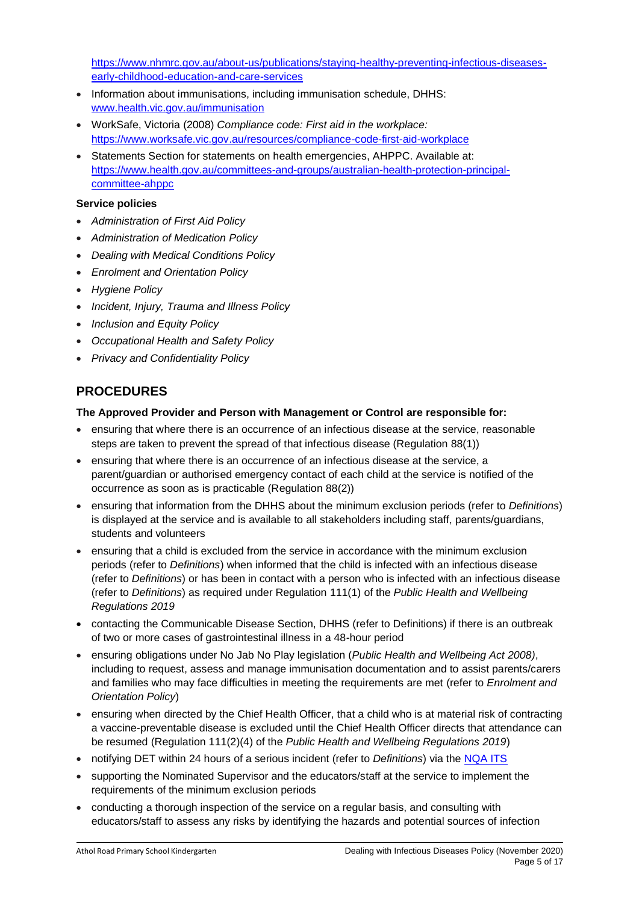https://www.nhmrc.gov.au/about-us/publications/staying-healthy-preventing-infectious-diseases-early-childhood-education-and-care-services

- Information about immunisations, including immunisation schedule, DHHS: www.health.vic.gov.au/immunisation
- WorkSafe, Victoria (2008) *Compliance code: First aid in the workplace:* https://www.worksafe.vic.gov.au/resources/compliance-code-first-aid-workplace
- Statements Section for statements on health emergencies, AHPPC. Available at: https://www.health.gov.au/committees-and-groups/australian-health-protection-principal-committee-ahppc

**Service policies**

- *Administration of First Aid Policy*
- *Administration of Medication Policy*
- *Dealing with Medical Conditions Policy*
- *Enrolment and Orientation Policy*
- *Hygiene Policy*
- *Incident, Injury, Trauma and Illness Policy*
- *Inclusion and Equity Policy*
- *Occupational Health and Safety Policy*
- *Privacy and Confidentiality Policy*

## PROCEDURES

**The Approved Provider and Person with Management or Control are responsible for:**

- ensuring that where there is an occurrence of an infectious disease at the service, reasonable steps are taken to prevent the spread of that infectious disease (Regulation 88(1))
- ensuring that where there is an occurrence of an infectious disease at the service, a parent/guardian or authorised emergency contact of each child at the service is notified of the occurrence as soon as is practicable (Regulation 88(2))
- ensuring that information from the DHHS about the minimum exclusion periods (refer to *Definitions*) is displayed at the service and is available to all stakeholders including staff, parents/guardians, students and volunteers
- ensuring that a child is excluded from the service in accordance with the minimum exclusion periods (refer to *Definitions*) when informed that the child is infected with an infectious disease (refer to *Definitions*) or has been in contact with a person who is infected with an infectious disease (refer to *Definitions*) as required under Regulation 111(1) of the *Public Health and Wellbeing Regulations 2019*
- contacting the Communicable Disease Section, DHHS (refer to Definitions) if there is an outbreak of two or more cases of gastrointestinal illness in a 48-hour period
- ensuring obligations under No Jab No Play legislation (*Public Health and Wellbeing Act 2008)*, including to request, assess and manage immunisation documentation and to assist parents/carers and families who may face difficulties in meeting the requirements are met (refer to *Enrolment and Orientation Policy*)
- ensuring when directed by the Chief Health Officer, that a child who is at material risk of contracting a vaccine-preventable disease is excluded until the Chief Health Officer directs that attendance can be resumed (Regulation 111(2)(4) of the *Public Health and Wellbeing Regulations 2019*)
- notifying DET within 24 hours of a serious incident (refer to *Definitions*) via the NQA ITS
- supporting the Nominated Supervisor and the educators/staff at the service to implement the requirements of the minimum exclusion periods
- conducting a thorough inspection of the service on a regular basis, and consulting with educators/staff to assess any risks by identifying the hazards and potential sources of infection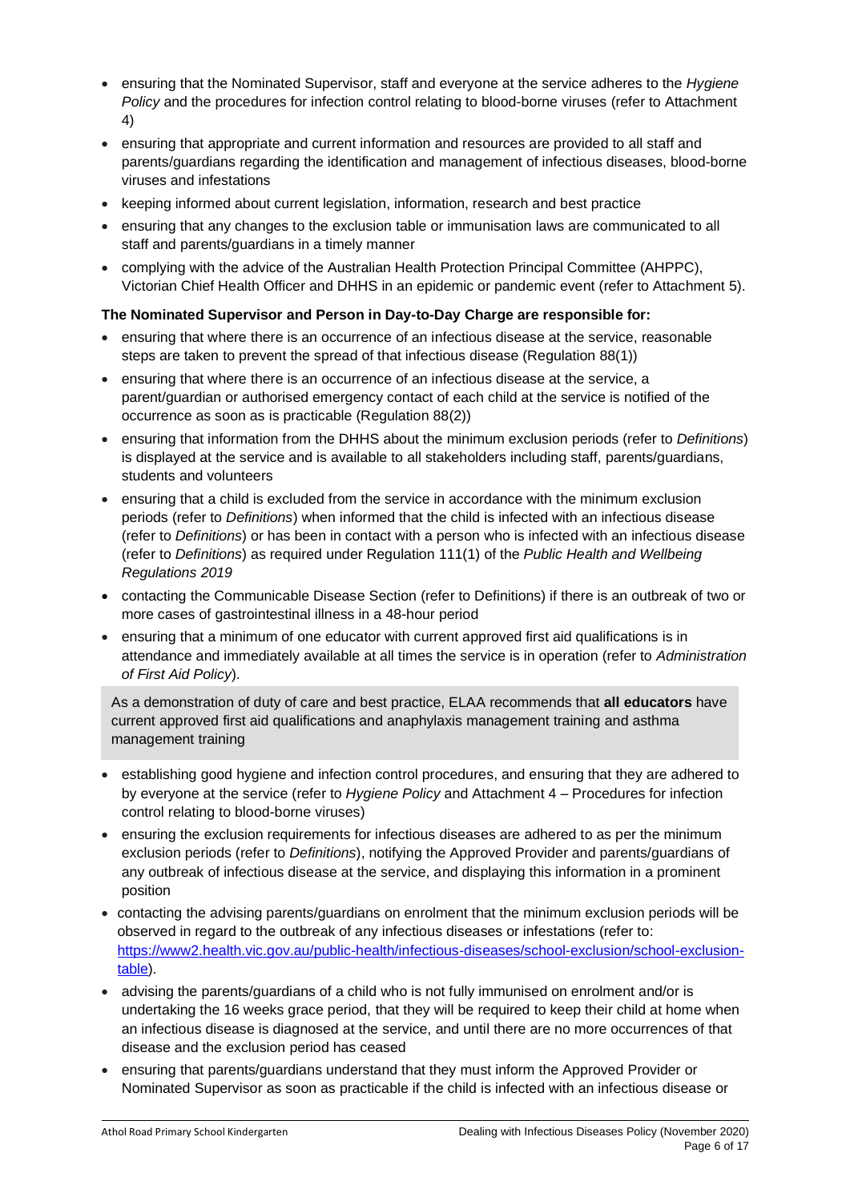- ensuring that the Nominated Supervisor, staff and everyone at the service adheres to the *Hygiene Policy* and the procedures for infection control relating to blood-borne viruses (refer to Attachment 4)
- ensuring that appropriate and current information and resources are provided to all staff and parents/guardians regarding the identification and management of infectious diseases, blood-borne viruses and infestations
- keeping informed about current legislation, information, research and best practice
- ensuring that any changes to the exclusion table or immunisation laws are communicated to all staff and parents/guardians in a timely manner
- complying with the advice of the Australian Health Protection Principal Committee (AHPPC), Victorian Chief Health Officer and DHHS in an epidemic or pandemic event (refer to Attachment 5).

**The Nominated Supervisor and Person in Day-to-Day Charge are responsible for:**

- ensuring that where there is an occurrence of an infectious disease at the service, reasonable steps are taken to prevent the spread of that infectious disease (Regulation 88(1))
- ensuring that where there is an occurrence of an infectious disease at the service, a parent/guardian or authorised emergency contact of each child at the service is notified of the occurrence as soon as is practicable (Regulation 88(2))
- ensuring that information from the DHHS about the minimum exclusion periods (refer to *Definitions*) is displayed at the service and is available to all stakeholders including staff, parents/guardians, students and volunteers
- ensuring that a child is excluded from the service in accordance with the minimum exclusion periods (refer to *Definitions*) when informed that the child is infected with an infectious disease (refer to *Definitions*) or has been in contact with a person who is infected with an infectious disease (refer to *Definitions*) as required under Regulation 111(1) of the *Public Health and Wellbeing Regulations 2019*
- contacting the Communicable Disease Section (refer to Definitions) if there is an outbreak of two or more cases of gastrointestinal illness in a 48-hour period
- ensuring that a minimum of one educator with current approved first aid qualifications is in attendance and immediately available at all times the service is in operation (refer to *Administration of First Aid Policy*).

> As a demonstration of duty of care and best practice, ELAA recommends that **all educators** have current approved first aid qualifications and anaphylaxis management training and asthma management training

- establishing good hygiene and infection control procedures, and ensuring that they are adhered to by everyone at the service (refer to *Hygiene Policy* and Attachment 4 – Procedures for infection control relating to blood-borne viruses)
- ensuring the exclusion requirements for infectious diseases are adhered to as per the minimum exclusion periods (refer to *Definitions*), notifying the Approved Provider and parents/guardians of any outbreak of infectious disease at the service, and displaying this information in a prominent position
- contacting the advising parents/guardians on enrolment that the minimum exclusion periods will be observed in regard to the outbreak of any infectious diseases or infestations (refer to: [https://www2.health.vic.gov.au/public-health/infectious-diseases/school-exclusion/school-exclusion-table](https://www2.health.vic.gov.au/public-health/infectious-diseases/school-exclusion/school-exclusion-table)).
- advising the parents/guardians of a child who is not fully immunised on enrolment and/or is undertaking the 16 weeks grace period, that they will be required to keep their child at home when an infectious disease is diagnosed at the service, and until there are no more occurrences of that disease and the exclusion period has ceased
- ensuring that parents/guardians understand that they must inform the Approved Provider or Nominated Supervisor as soon as practicable if the child is infected with an infectious disease or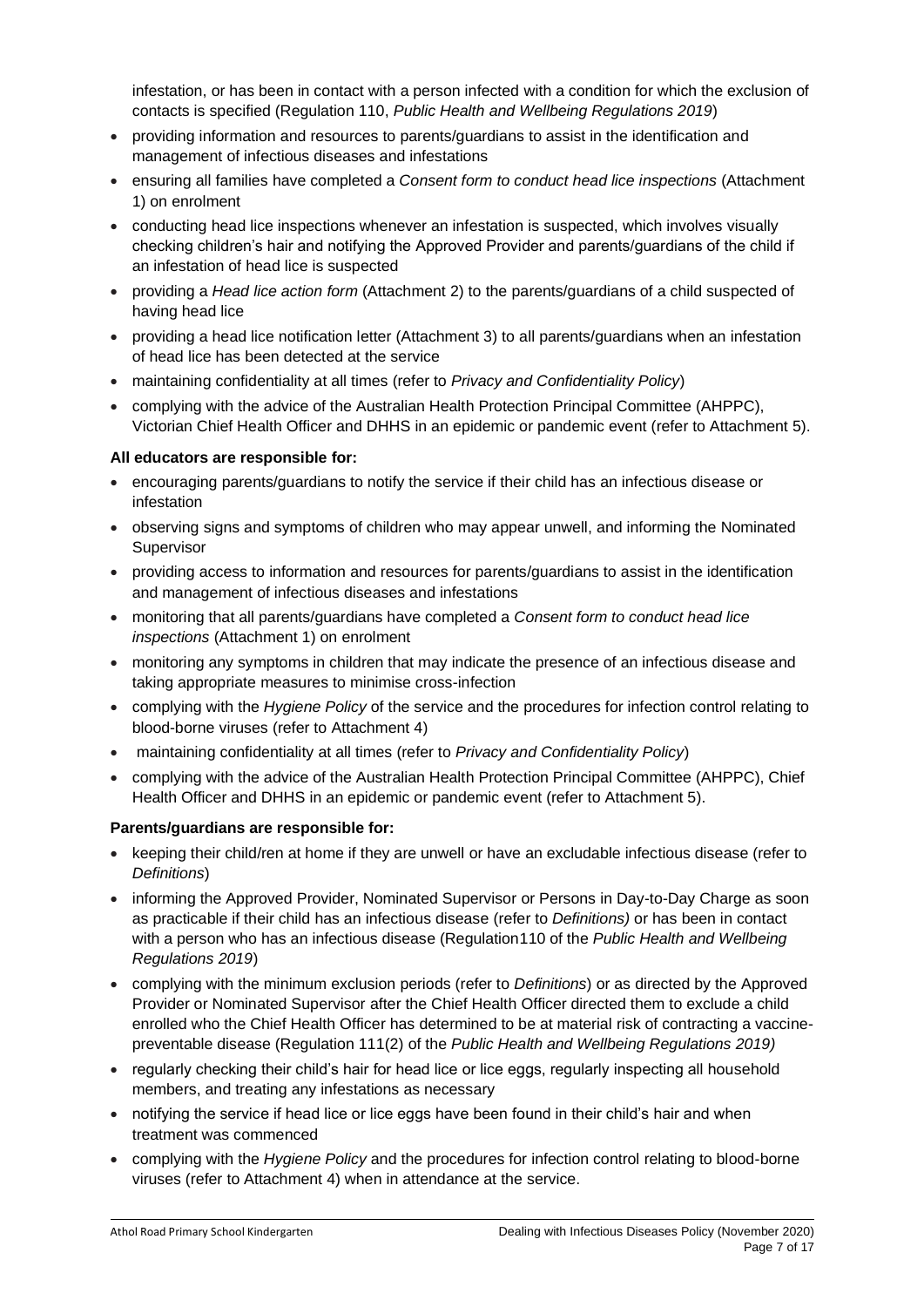infestation, or has been in contact with a person infected with a condition for which the exclusion of contacts is specified (Regulation 110, *Public Health and Wellbeing Regulations 2019*)

- providing information and resources to parents/guardians to assist in the identification and management of infectious diseases and infestations
- ensuring all families have completed a *Consent form to conduct head lice inspections* (Attachment 1) on enrolment
- conducting head lice inspections whenever an infestation is suspected, which involves visually checking children's hair and notifying the Approved Provider and parents/guardians of the child if an infestation of head lice is suspected
- providing a *Head lice action form* (Attachment 2) to the parents/guardians of a child suspected of having head lice
- providing a head lice notification letter (Attachment 3) to all parents/guardians when an infestation of head lice has been detected at the service
- maintaining confidentiality at all times (refer to *Privacy and Confidentiality Policy*)
- complying with the advice of the Australian Health Protection Principal Committee (AHPPC), Victorian Chief Health Officer and DHHS in an epidemic or pandemic event (refer to Attachment 5).

**All educators are responsible for:**

- encouraging parents/guardians to notify the service if their child has an infectious disease or infestation
- observing signs and symptoms of children who may appear unwell, and informing the Nominated Supervisor
- providing access to information and resources for parents/guardians to assist in the identification and management of infectious diseases and infestations
- monitoring that all parents/guardians have completed a *Consent form to conduct head lice inspections* (Attachment 1) on enrolment
- monitoring any symptoms in children that may indicate the presence of an infectious disease and taking appropriate measures to minimise cross-infection
- complying with the *Hygiene Policy* of the service and the procedures for infection control relating to blood-borne viruses (refer to Attachment 4)
- maintaining confidentiality at all times (refer to *Privacy and Confidentiality Policy*)
- complying with the advice of the Australian Health Protection Principal Committee (AHPPC), Chief Health Officer and DHHS in an epidemic or pandemic event (refer to Attachment 5).

**Parents/guardians are responsible for:**

- keeping their child/ren at home if they are unwell or have an excludable infectious disease (refer to *Definitions*)
- informing the Approved Provider, Nominated Supervisor or Persons in Day-to-Day Charge as soon as practicable if their child has an infectious disease (refer to *Definitions)* or has been in contact with a person who has an infectious disease (Regulation110 of the *Public Health and Wellbeing Regulations 2019*)
- complying with the minimum exclusion periods (refer to *Definitions*) or as directed by the Approved Provider or Nominated Supervisor after the Chief Health Officer directed them to exclude a child enrolled who the Chief Health Officer has determined to be at material risk of contracting a vaccine-preventable disease (Regulation 111(2) of the *Public Health and Wellbeing Regulations 2019)*
- regularly checking their child's hair for head lice or lice eggs, regularly inspecting all household members, and treating any infestations as necessary
- notifying the service if head lice or lice eggs have been found in their child's hair and when treatment was commenced
- complying with the *Hygiene Policy* and the procedures for infection control relating to blood-borne viruses (refer to Attachment 4) when in attendance at the service.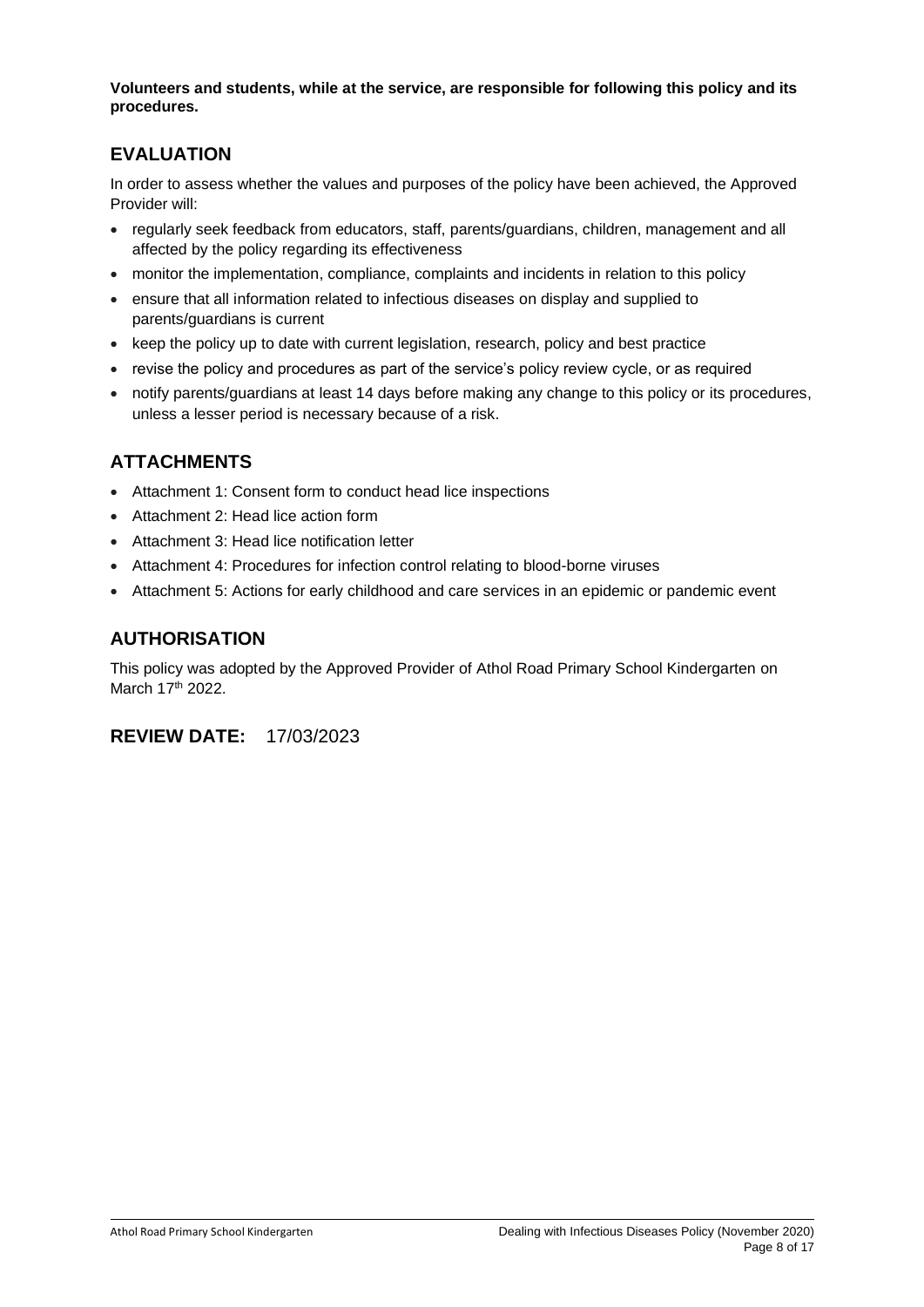**Volunteers and students, while at the service, are responsible for following this policy and its procedures.**

## EVALUATION

In order to assess whether the values and purposes of the policy have been achieved, the Approved Provider will:

- regularly seek feedback from educators, staff, parents/guardians, children, management and all affected by the policy regarding its effectiveness
- monitor the implementation, compliance, complaints and incidents in relation to this policy
- ensure that all information related to infectious diseases on display and supplied to parents/guardians is current
- keep the policy up to date with current legislation, research, policy and best practice
- revise the policy and procedures as part of the service's policy review cycle, or as required
- notify parents/guardians at least 14 days before making any change to this policy or its procedures, unless a lesser period is necessary because of a risk.

## ATTACHMENTS

- Attachment 1: Consent form to conduct head lice inspections
- Attachment 2: Head lice action form
- Attachment 3: Head lice notification letter
- Attachment 4: Procedures for infection control relating to blood-borne viruses
- Attachment 5: Actions for early childhood and care services in an epidemic or pandemic event

## AUTHORISATION

This policy was adopted by the Approved Provider of Athol Road Primary School Kindergarten on March 17th 2022.

## REVIEW DATE: 17/03/2023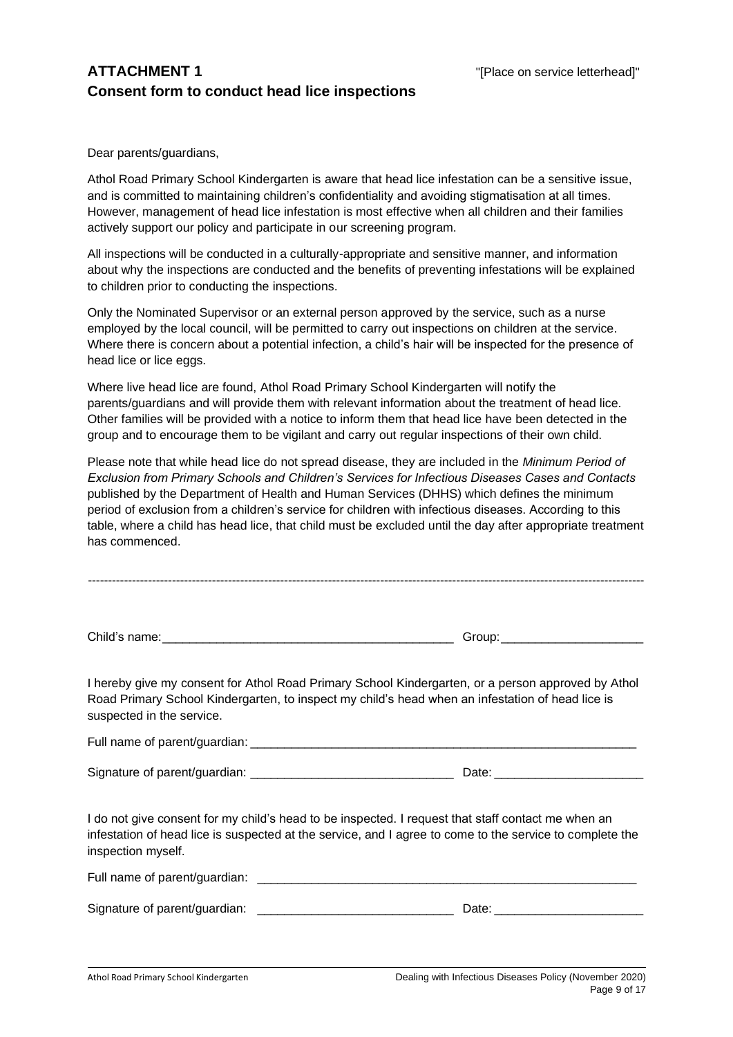## ATTACHMENT 1

"[Place on service letterhead]"

## Consent form to conduct head lice inspections

Dear parents/guardians,

Athol Road Primary School Kindergarten is aware that head lice infestation can be a sensitive issue, and is committed to maintaining children's confidentiality and avoiding stigmatisation at all times. However, management of head lice infestation is most effective when all children and their families actively support our policy and participate in our screening program.

All inspections will be conducted in a culturally-appropriate and sensitive manner, and information about why the inspections are conducted and the benefits of preventing infestations will be explained to children prior to conducting the inspections.

Only the Nominated Supervisor or an external person approved by the service, such as a nurse employed by the local council, will be permitted to carry out inspections on children at the service. Where there is concern about a potential infection, a child's hair will be inspected for the presence of head lice or lice eggs.

Where live head lice are found, Athol Road Primary School Kindergarten will notify the parents/guardians and will provide them with relevant information about the treatment of head lice. Other families will be provided with a notice to inform them that head lice have been detected in the group and to encourage them to be vigilant and carry out regular inspections of their own child.

Please note that while head lice do not spread disease, they are included in the *Minimum Period of Exclusion from Primary Schools and Children's Services for Infectious Diseases Cases and Contacts* published by the Department of Health and Human Services (DHHS) which defines the minimum period of exclusion from a children's service for children with infectious diseases. According to this table, where a child has head lice, that child must be excluded until the day after appropriate treatment has commenced.

---

Child's name:____________________________________________ Group:_____________________

I hereby give my consent for Athol Road Primary School Kindergarten, or a person approved by Athol Road Primary School Kindergarten, to inspect my child's head when an infestation of head lice is suspected in the service.

Full name of parent/guardian: ____________________________________________________________

Signature of parent/guardian: ______________________________ Date: ______________________

I do not give consent for my child's head to be inspected. I request that staff contact me when an infestation of head lice is suspected at the service, and I agree to come to the service to complete the inspection myself.

Full name of parent/guardian: ____________________________________________________________

Signature of parent/guardian: _____________________________ Date: ______________________

Athol Road Primary School Kindergarten

Dealing with Infectious Diseases Policy (November 2020)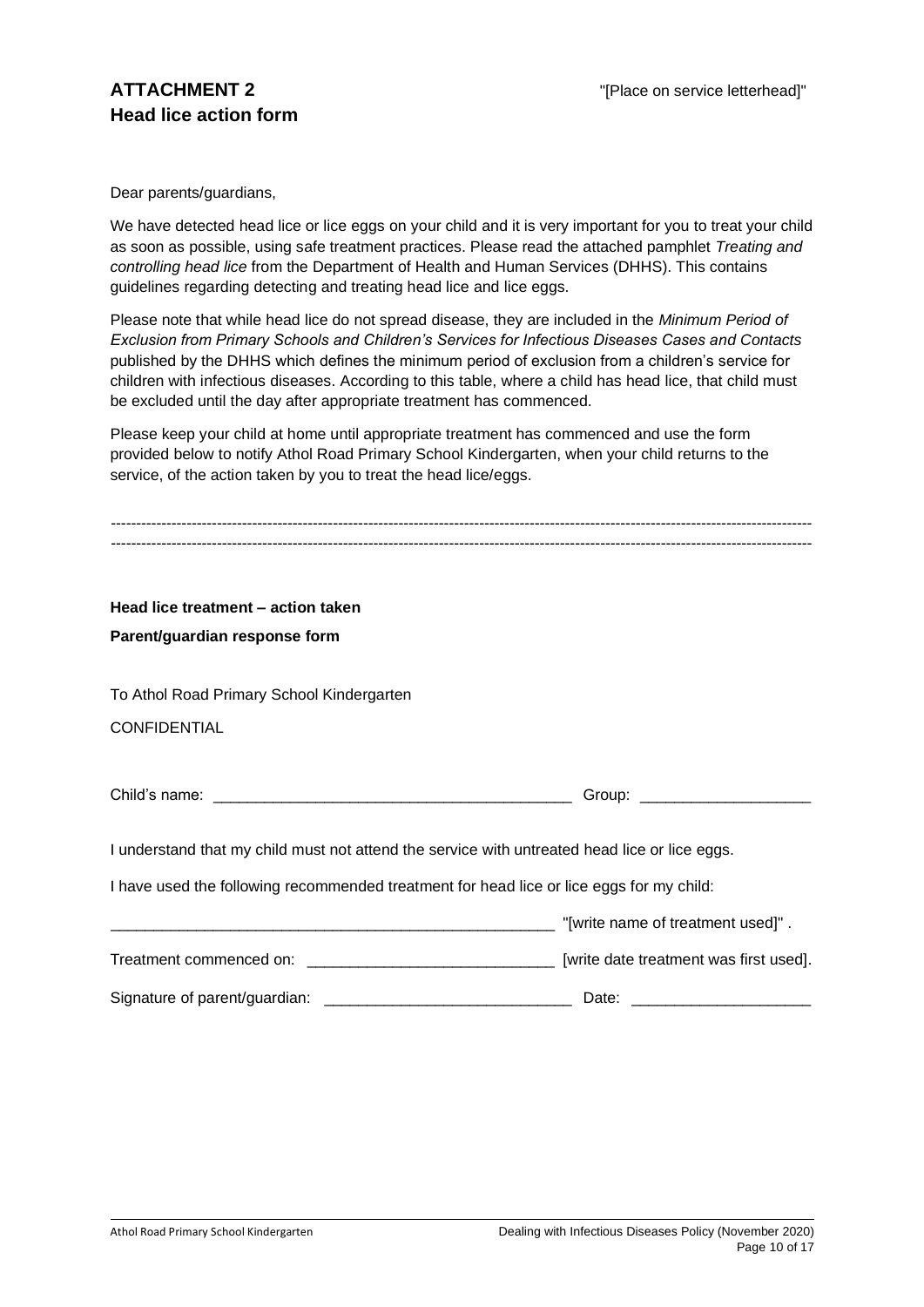# ATTACHMENT 2
# Head lice action form

"[Place on service letterhead]"

Dear parents/guardians,

We have detected head lice or lice eggs on your child and it is very important for you to treat your child as soon as possible, using safe treatment practices. Please read the attached pamphlet *Treating and controlling head lice* from the Department of Health and Human Services (DHHS). This contains guidelines regarding detecting and treating head lice and lice eggs.

Please note that while head lice do not spread disease, they are included in the *Minimum Period of Exclusion from Primary Schools and Children's Services for Infectious Diseases Cases and Contacts* published by the DHHS which defines the minimum period of exclusion from a children's service for children with infectious diseases. According to this table, where a child has head lice, that child must be excluded until the day after appropriate treatment has commenced.

Please keep your child at home until appropriate treatment has commenced and use the form provided below to notify Athol Road Primary School Kindergarten, when your child returns to the service, of the action taken by you to treat the head lice/eggs.

---

---

**Head lice treatment – action taken**

**Parent/guardian response form**

To Athol Road Primary School Kindergarten

CONFIDENTIAL

Child's name: ________________________________________ Group: ___________________

I understand that my child must not attend the service with untreated head lice or lice eggs.

I have used the following recommended treatment for head lice or lice eggs for my child:

_____________________________________________________ "[write name of treatment used]" .

Treatment commenced on: ____________________________ [write date treatment was first used].

Signature of parent/guardian: ____________________________ Date: ____________________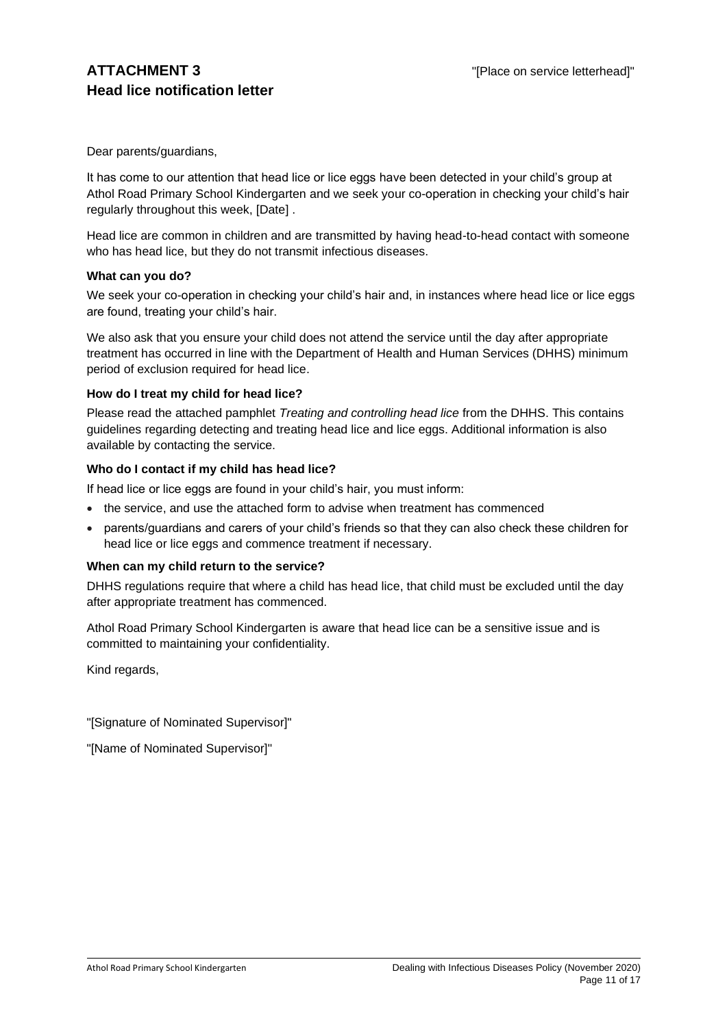# ATTACHMENT 3
# Head lice notification letter

"[Place on service letterhead]"

Dear parents/guardians,

It has come to our attention that head lice or lice eggs have been detected in your child's group at Athol Road Primary School Kindergarten and we seek your co-operation in checking your child's hair regularly throughout this week, [Date] .

Head lice are common in children and are transmitted by having head-to-head contact with someone who has head lice, but they do not transmit infectious diseases.

**What can you do?**

We seek your co-operation in checking your child's hair and, in instances where head lice or lice eggs are found, treating your child's hair.

We also ask that you ensure your child does not attend the service until the day after appropriate treatment has occurred in line with the Department of Health and Human Services (DHHS) minimum period of exclusion required for head lice.

**How do I treat my child for head lice?**

Please read the attached pamphlet *Treating and controlling head lice* from the DHHS. This contains guidelines regarding detecting and treating head lice and lice eggs. Additional information is also available by contacting the service.

**Who do I contact if my child has head lice?**

If head lice or lice eggs are found in your child's hair, you must inform:

- the service, and use the attached form to advise when treatment has commenced
- parents/guardians and carers of your child's friends so that they can also check these children for head lice or lice eggs and commence treatment if necessary.

**When can my child return to the service?**

DHHS regulations require that where a child has head lice, that child must be excluded until the day after appropriate treatment has commenced.

Athol Road Primary School Kindergarten is aware that head lice can be a sensitive issue and is committed to maintaining your confidentiality.

Kind regards,

"[Signature of Nominated Supervisor]"

"[Name of Nominated Supervisor]"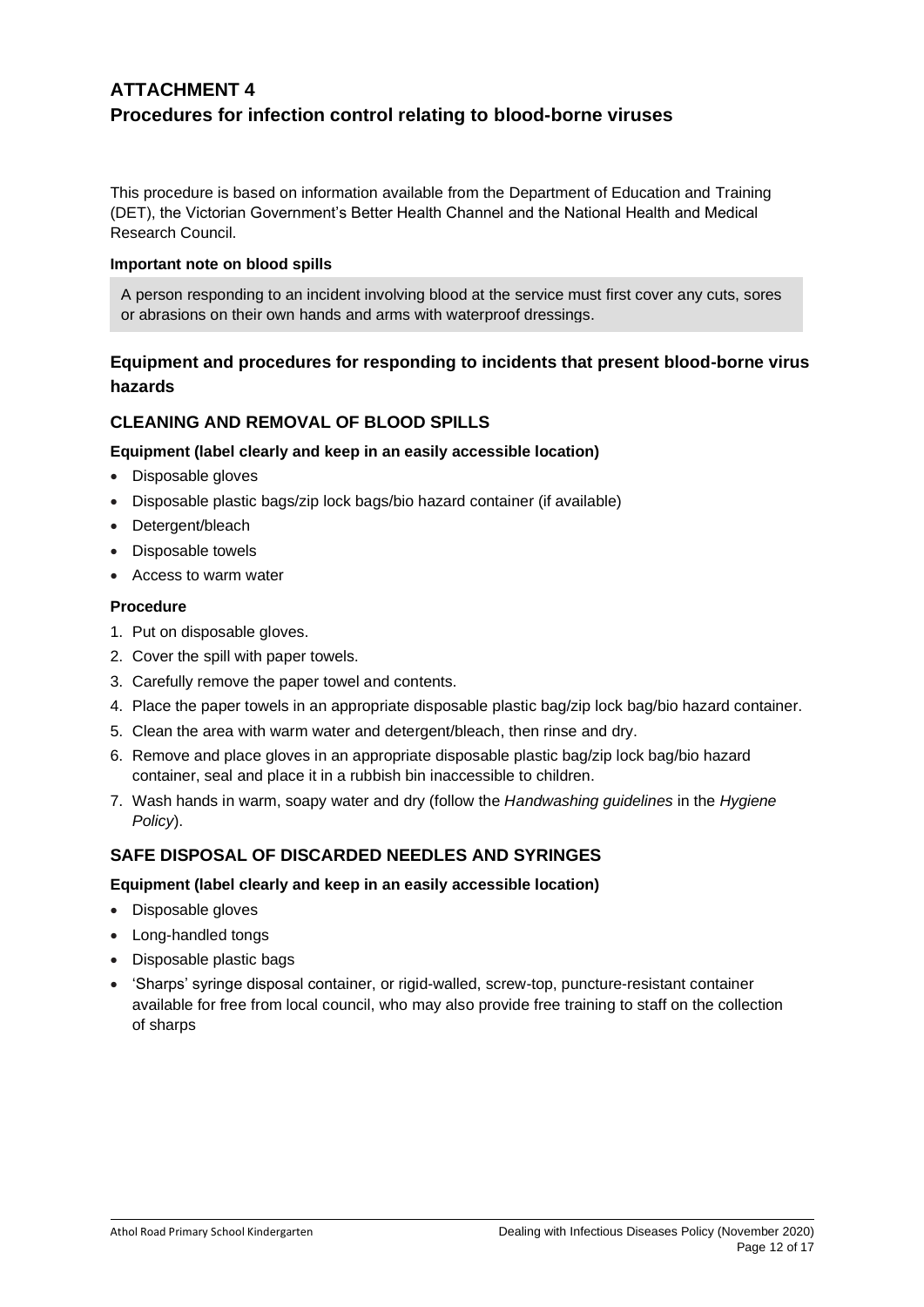# ATTACHMENT 4
# Procedures for infection control relating to blood-borne viruses

This procedure is based on information available from the Department of Education and Training (DET), the Victorian Government's Better Health Channel and the National Health and Medical Research Council.

**Important note on blood spills**

A person responding to an incident involving blood at the service must first cover any cuts, sores or abrasions on their own hands and arms with waterproof dressings.

## Equipment and procedures for responding to incidents that present blood-borne virus hazards

### CLEANING AND REMOVAL OF BLOOD SPILLS

**Equipment (label clearly and keep in an easily accessible location)**

- Disposable gloves
- Disposable plastic bags/zip lock bags/bio hazard container (if available)
- Detergent/bleach
- Disposable towels
- Access to warm water

**Procedure**

1. Put on disposable gloves.
2. Cover the spill with paper towels.
3. Carefully remove the paper towel and contents.
4. Place the paper towels in an appropriate disposable plastic bag/zip lock bag/bio hazard container.
5. Clean the area with warm water and detergent/bleach, then rinse and dry.
6. Remove and place gloves in an appropriate disposable plastic bag/zip lock bag/bio hazard container, seal and place it in a rubbish bin inaccessible to children.
7. Wash hands in warm, soapy water and dry (follow the *Handwashing guidelines* in the *Hygiene Policy*).

### SAFE DISPOSAL OF DISCARDED NEEDLES AND SYRINGES

**Equipment (label clearly and keep in an easily accessible location)**

- Disposable gloves
- Long-handled tongs
- Disposable plastic bags
- 'Sharps' syringe disposal container, or rigid-walled, screw-top, puncture-resistant container available for free from local council, who may also provide free training to staff on the collection of sharps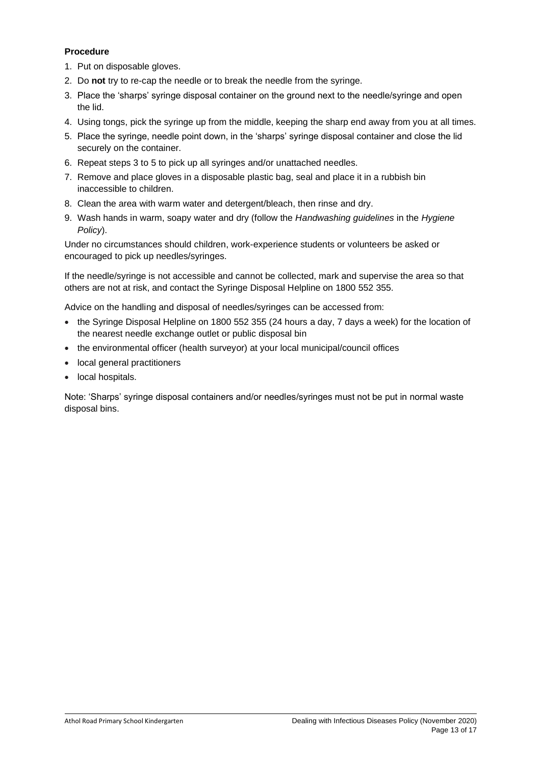**Procedure**

1. Put on disposable gloves.
2. Do **not** try to re-cap the needle or to break the needle from the syringe.
3. Place the 'sharps' syringe disposal container on the ground next to the needle/syringe and open the lid.
4. Using tongs, pick the syringe up from the middle, keeping the sharp end away from you at all times.
5. Place the syringe, needle point down, in the 'sharps' syringe disposal container and close the lid securely on the container.
6. Repeat steps 3 to 5 to pick up all syringes and/or unattached needles.
7. Remove and place gloves in a disposable plastic bag, seal and place it in a rubbish bin inaccessible to children.
8. Clean the area with warm water and detergent/bleach, then rinse and dry.
9. Wash hands in warm, soapy water and dry (follow the *Handwashing guidelines* in the *Hygiene Policy*).

Under no circumstances should children, work-experience students or volunteers be asked or encouraged to pick up needles/syringes.

If the needle/syringe is not accessible and cannot be collected, mark and supervise the area so that others are not at risk, and contact the Syringe Disposal Helpline on 1800 552 355.

Advice on the handling and disposal of needles/syringes can be accessed from:

- the Syringe Disposal Helpline on 1800 552 355 (24 hours a day, 7 days a week) for the location of the nearest needle exchange outlet or public disposal bin
- the environmental officer (health surveyor) at your local municipal/council offices
- local general practitioners
- local hospitals.

Note: 'Sharps' syringe disposal containers and/or needles/syringes must not be put in normal waste disposal bins.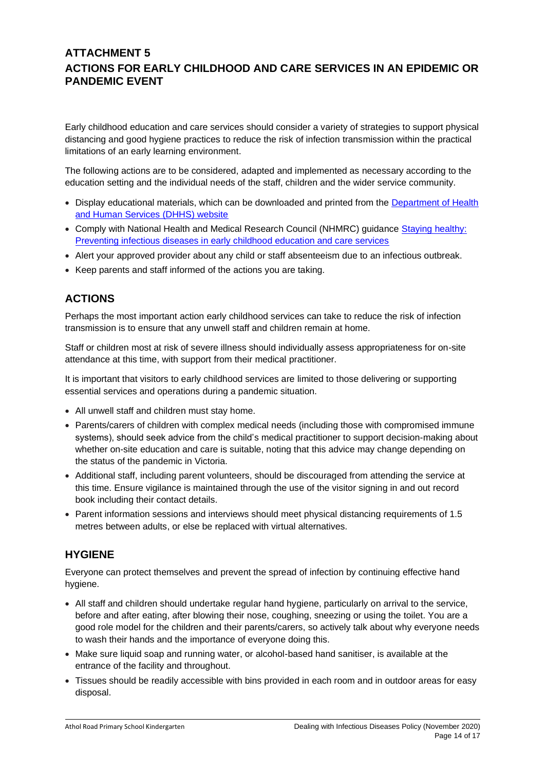# ATTACHMENT 5
# ACTIONS FOR EARLY CHILDHOOD AND CARE SERVICES IN AN EPIDEMIC OR PANDEMIC EVENT

Early childhood education and care services should consider a variety of strategies to support physical distancing and good hygiene practices to reduce the risk of infection transmission within the practical limitations of an early learning environment.

The following actions are to be considered, adapted and implemented as necessary according to the education setting and the individual needs of the staff, children and the wider service community.

- Display educational materials, which can be downloaded and printed from the [Department of Health and Human Services (DHHS) website]
- Comply with National Health and Medical Research Council (NHMRC) guidance [Staying healthy: Preventing infectious diseases in early childhood education and care services]
- Alert your approved provider about any child or staff absenteeism due to an infectious outbreak.
- Keep parents and staff informed of the actions you are taking.

## ACTIONS

Perhaps the most important action early childhood services can take to reduce the risk of infection transmission is to ensure that any unwell staff and children remain at home.

Staff or children most at risk of severe illness should individually assess appropriateness for on-site attendance at this time, with support from their medical practitioner.

It is important that visitors to early childhood services are limited to those delivering or supporting essential services and operations during a pandemic situation.

- All unwell staff and children must stay home.
- Parents/carers of children with complex medical needs (including those with compromised immune systems), should seek advice from the child's medical practitioner to support decision-making about whether on-site education and care is suitable, noting that this advice may change depending on the status of the pandemic in Victoria.
- Additional staff, including parent volunteers, should be discouraged from attending the service at this time. Ensure vigilance is maintained through the use of the visitor signing in and out record book including their contact details.
- Parent information sessions and interviews should meet physical distancing requirements of 1.5 metres between adults, or else be replaced with virtual alternatives.

## HYGIENE

Everyone can protect themselves and prevent the spread of infection by continuing effective hand hygiene.

- All staff and children should undertake regular hand hygiene, particularly on arrival to the service, before and after eating, after blowing their nose, coughing, sneezing or using the toilet. You are a good role model for the children and their parents/carers, so actively talk about why everyone needs to wash their hands and the importance of everyone doing this.
- Make sure liquid soap and running water, or alcohol-based hand sanitiser, is available at the entrance of the facility and throughout.
- Tissues should be readily accessible with bins provided in each room and in outdoor areas for easy disposal.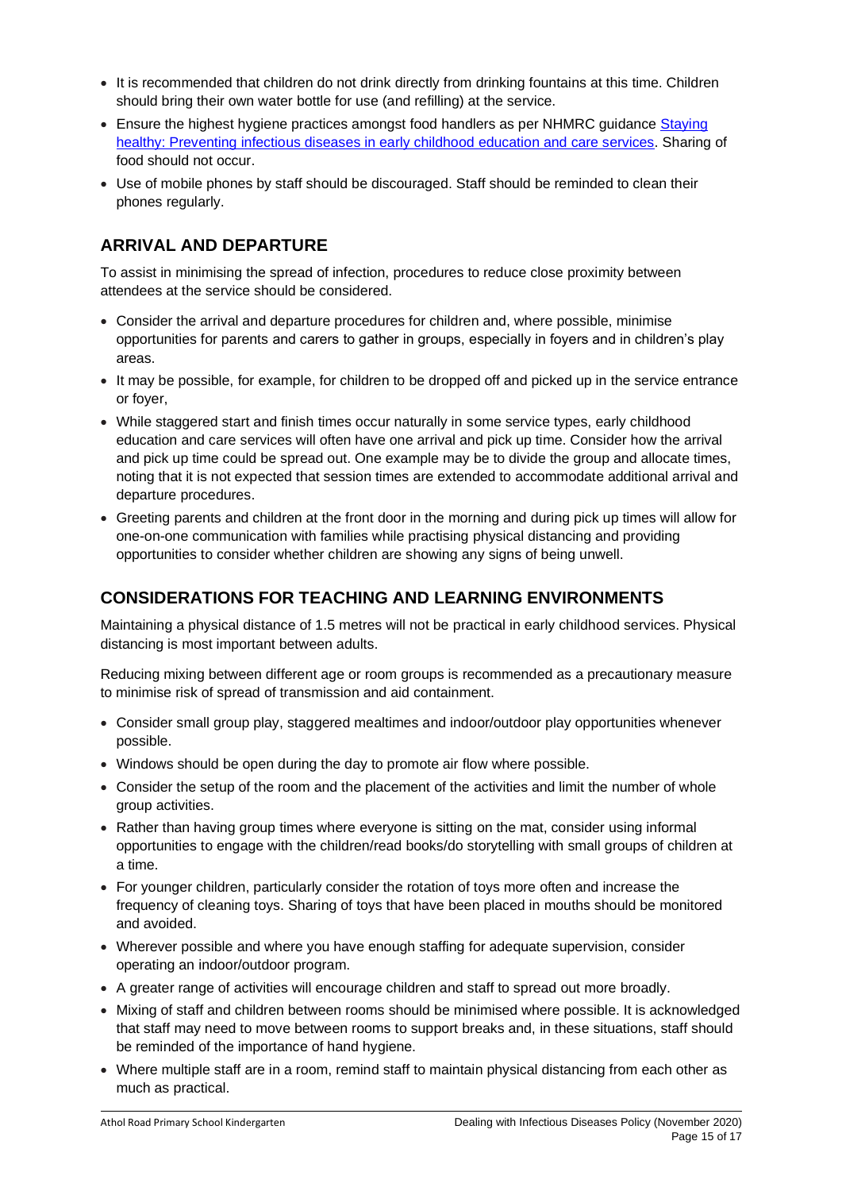- It is recommended that children do not drink directly from drinking fountains at this time. Children should bring their own water bottle for use (and refilling) at the service.
- Ensure the highest hygiene practices amongst food handlers as per NHMRC guidance [Staying healthy: Preventing infectious diseases in early childhood education and care services](). Sharing of food should not occur.
- Use of mobile phones by staff should be discouraged. Staff should be reminded to clean their phones regularly.

## ARRIVAL AND DEPARTURE

To assist in minimising the spread of infection, procedures to reduce close proximity between attendees at the service should be considered.

- Consider the arrival and departure procedures for children and, where possible, minimise opportunities for parents and carers to gather in groups, especially in foyers and in children's play areas.
- It may be possible, for example, for children to be dropped off and picked up in the service entrance or foyer,
- While staggered start and finish times occur naturally in some service types, early childhood education and care services will often have one arrival and pick up time. Consider how the arrival and pick up time could be spread out. One example may be to divide the group and allocate times, noting that it is not expected that session times are extended to accommodate additional arrival and departure procedures.
- Greeting parents and children at the front door in the morning and during pick up times will allow for one-on-one communication with families while practising physical distancing and providing opportunities to consider whether children are showing any signs of being unwell.

## CONSIDERATIONS FOR TEACHING AND LEARNING ENVIRONMENTS

Maintaining a physical distance of 1.5 metres will not be practical in early childhood services. Physical distancing is most important between adults.

Reducing mixing between different age or room groups is recommended as a precautionary measure to minimise risk of spread of transmission and aid containment.

- Consider small group play, staggered mealtimes and indoor/outdoor play opportunities whenever possible.
- Windows should be open during the day to promote air flow where possible.
- Consider the setup of the room and the placement of the activities and limit the number of whole group activities.
- Rather than having group times where everyone is sitting on the mat, consider using informal opportunities to engage with the children/read books/do storytelling with small groups of children at a time.
- For younger children, particularly consider the rotation of toys more often and increase the frequency of cleaning toys. Sharing of toys that have been placed in mouths should be monitored and avoided.
- Wherever possible and where you have enough staffing for adequate supervision, consider operating an indoor/outdoor program.
- A greater range of activities will encourage children and staff to spread out more broadly.
- Mixing of staff and children between rooms should be minimised where possible. It is acknowledged that staff may need to move between rooms to support breaks and, in these situations, staff should be reminded of the importance of hand hygiene.
- Where multiple staff are in a room, remind staff to maintain physical distancing from each other as much as practical.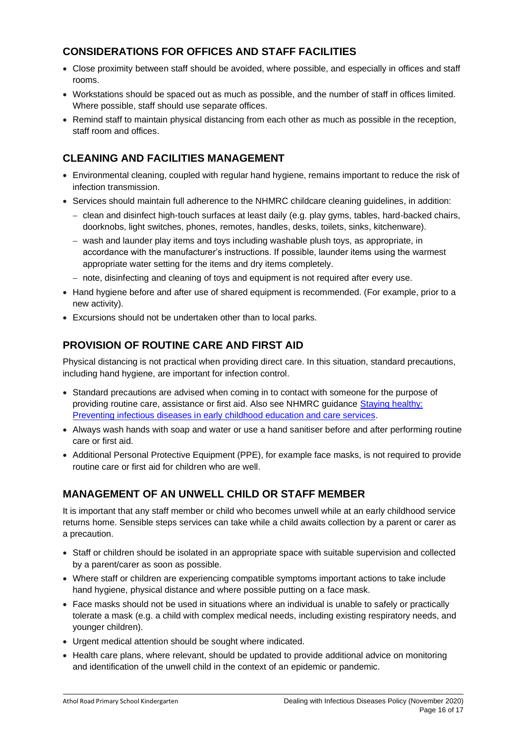## CONSIDERATIONS FOR OFFICES AND STAFF FACILITIES

- Close proximity between staff should be avoided, where possible, and especially in offices and staff rooms.
- Workstations should be spaced out as much as possible, and the number of staff in offices limited. Where possible, staff should use separate offices.
- Remind staff to maintain physical distancing from each other as much as possible in the reception, staff room and offices.

## CLEANING AND FACILITIES MANAGEMENT

- Environmental cleaning, coupled with regular hand hygiene, remains important to reduce the risk of infection transmission.
- Services should maintain full adherence to the NHMRC childcare cleaning guidelines, in addition:
  - clean and disinfect high-touch surfaces at least daily (e.g. play gyms, tables, hard-backed chairs, doorknobs, light switches, phones, remotes, handles, desks, toilets, sinks, kitchenware).
  - wash and launder play items and toys including washable plush toys, as appropriate, in accordance with the manufacturer's instructions. If possible, launder items using the warmest appropriate water setting for the items and dry items completely.
  - note, disinfecting and cleaning of toys and equipment is not required after every use.
- Hand hygiene before and after use of shared equipment is recommended. (For example, prior to a new activity).
- Excursions should not be undertaken other than to local parks.

## PROVISION OF ROUTINE CARE AND FIRST AID

Physical distancing is not practical when providing direct care. In this situation, standard precautions, including hand hygiene, are important for infection control.

- Standard precautions are advised when coming in to contact with someone for the purpose of providing routine care, assistance or first aid. Also see NHMRC guidance [Staying healthy: Preventing infectious diseases in early childhood education and care services](#).
- Always wash hands with soap and water or use a hand sanitiser before and after performing routine care or first aid.
- Additional Personal Protective Equipment (PPE), for example face masks, is not required to provide routine care or first aid for children who are well.

## MANAGEMENT OF AN UNWELL CHILD OR STAFF MEMBER

It is important that any staff member or child who becomes unwell while at an early childhood service returns home. Sensible steps services can take while a child awaits collection by a parent or carer as a precaution.

- Staff or children should be isolated in an appropriate space with suitable supervision and collected by a parent/carer as soon as possible.
- Where staff or children are experiencing compatible symptoms important actions to take include hand hygiene, physical distance and where possible putting on a face mask.
- Face masks should not be used in situations where an individual is unable to safely or practically tolerate a mask (e.g. a child with complex medical needs, including existing respiratory needs, and younger children).
- Urgent medical attention should be sought where indicated.
- Health care plans, where relevant, should be updated to provide additional advice on monitoring and identification of the unwell child in the context of an epidemic or pandemic.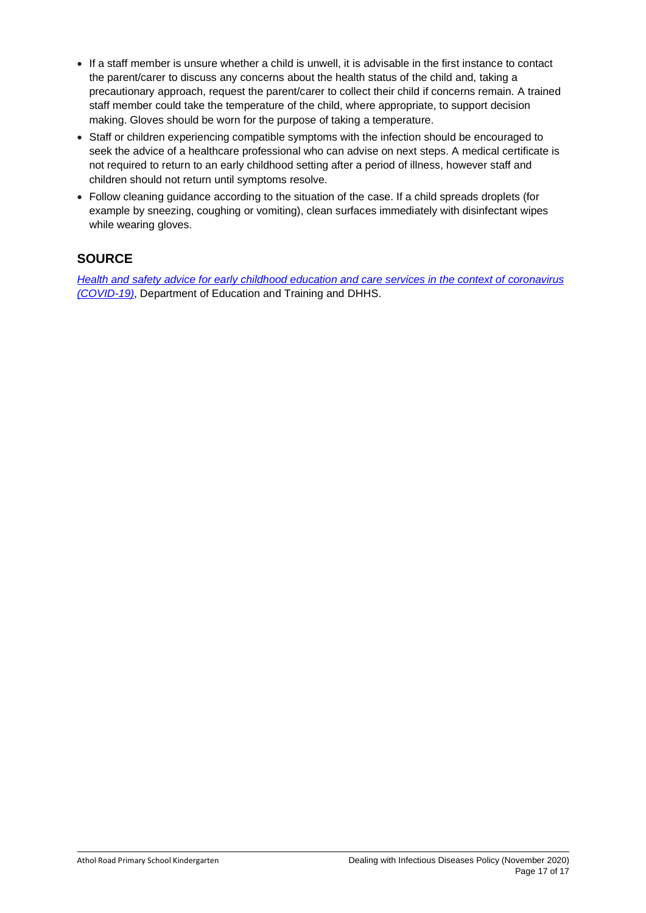- If a staff member is unsure whether a child is unwell, it is advisable in the first instance to contact the parent/carer to discuss any concerns about the health status of the child and, taking a precautionary approach, request the parent/carer to collect their child if concerns remain. A trained staff member could take the temperature of the child, where appropriate, to support decision making. Gloves should be worn for the purpose of taking a temperature.
- Staff or children experiencing compatible symptoms with the infection should be encouraged to seek the advice of a healthcare professional who can advise on next steps. A medical certificate is not required to return to an early childhood setting after a period of illness, however staff and children should not return until symptoms resolve.
- Follow cleaning guidance according to the situation of the case. If a child spreads droplets (for example by sneezing, coughing or vomiting), clean surfaces immediately with disinfectant wipes while wearing gloves.

## SOURCE

*Health and safety advice for early childhood education and care services in the context of coronavirus (COVID-19)*, Department of Education and Training and DHHS.